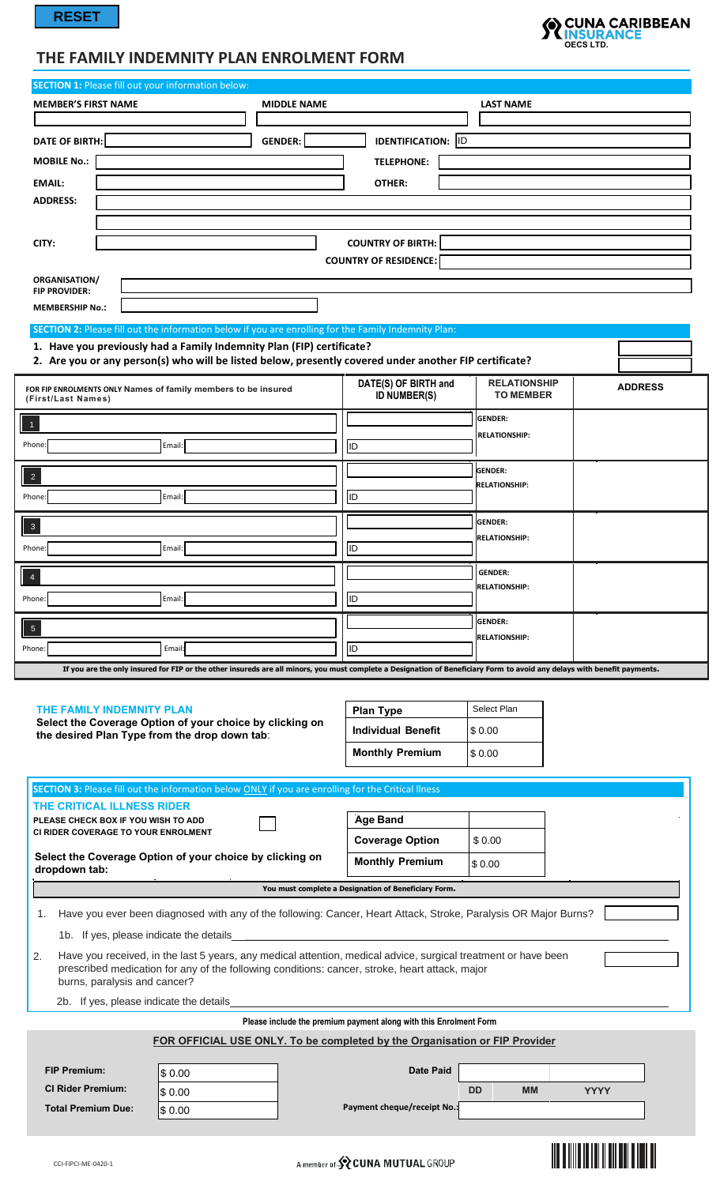RESET

CUNA CARIBBEAN INSURANCE OECS LTD.

# THE FAMILY INDEMNITY PLAN ENROLMENT FORM

**SECTION 1:** Please fill out your information below:

| MEMBER'S FIRST NAME | MIDDLE NAME | LAST NAME |
|---|---|---|
| | | |

**DATE OF BIRTH:** | **GENDER:** | **IDENTIFICATION:** ID

**MOBILE No.:** | **TELEPHONE:**

**EMAIL:** | **OTHER:**

**ADDRESS:**

**CITY:** | **COUNTRY OF BIRTH:**

**COUNTRY OF RESIDENCE:**

**ORGANISATION/ FIP PROVIDER:**

**MEMBERSHIP No.:**

**SECTION 2:** Please fill out the information below if you are enrolling for the Family Indemnity Plan:

1. **Have you previously had a Family Indemnity Plan (FIP) certificate?**
2. **Are you or any person(s) who will be listed below, presently covered under another FIP certificate?**

| FOR FIP ENROLMENTS ONLY Names of family members to be insured (First/Last Names) | DATE(S) OF BIRTH and ID NUMBER(S) | RELATIONSHIP TO MEMBER | ADDRESS |
|---|---|---|---|
| 1 Phone: Email: | ID | GENDER: RELATIONSHIP: | |
| 2 Phone: Email: | ID | GENDER: RELATIONSHIP: | |
| 3 Phone: Email: | ID | GENDER: RELATIONSHIP: | |
| 4 Phone: Email: | ID | GENDER: RELATIONSHIP: | |
| 5 Phone: Email: | ID | GENDER: RELATIONSHIP: | |

**If you are the only insured for FIP or the other insureds are all minors, you must complete a Designation of Beneficiary Form to avoid any delays with benefit payments.**

**THE FAMILY INDEMNITY PLAN**

**Select the Coverage Option of your choice by clicking on the desired Plan Type from the drop down tab:**

| | |
|---|---|
| **Plan Type** | Select Plan |
| **Individual Benefit** | $ 0.00 |
| **Monthly Premium** | $ 0.00 |

**SECTION 3:** Please fill out the information below ONLY if you are enrolling for the Critical Illness

**THE CRITICAL ILLNESS RIDER**

**PLEASE CHECK BOX IF YOU WISH TO ADD CI RIDER COVERAGE TO YOUR ENROLMENT**

**Select the Coverage Option of your choice by clicking on dropdown tab:**

| | |
|---|---|
| **Age Band** | |
| **Coverage Option** | $ 0.00 |
| **Monthly Premium** | $ 0.00 |

**You must complete a Designation of Beneficiary Form.**

1. Have you ever been diagnosed with any of the following: Cancer, Heart Attack, Stroke, Paralysis OR Major Burns?

   1b. If yes, please indicate the details

2. Have you received, in the last 5 years, any medical attention, medical advice, surgical treatment or have been prescribed medication for any of the following conditions: cancer, stroke, heart attack, major burns, paralysis and cancer?

   2b. If yes, please indicate the details

**Please include the premium payment along with this Enrolment Form**

**FOR OFFICIAL USE ONLY. To be completed by the Organisation or FIP Provider**

| | | | |
|---|---|---|---|
| **FIP Premium:** | $ 0.00 | **Date Paid** | DD MM YYYY |
| **CI Rider Premium:** | $ 0.00 | | |
| **Total Premium Due:** | $ 0.00 | **Payment cheque/receipt No.:** | |

CCI-FIPCI-ME-0420-1

A member of CUNA MUTUAL GROUP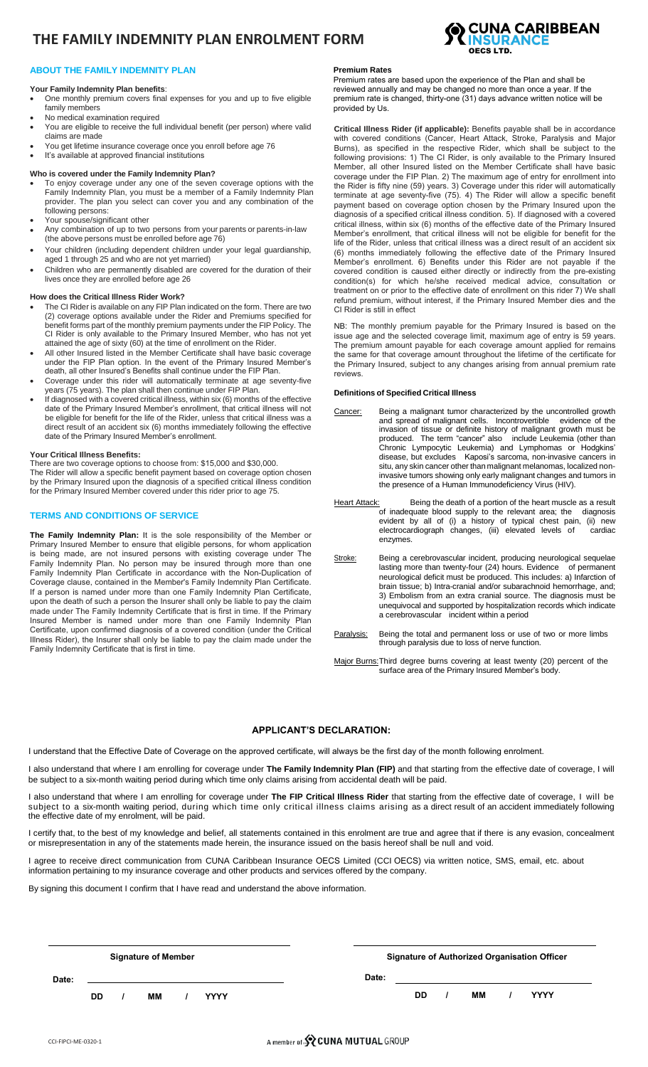# THE FAMILY INDEMNITY PLAN ENROLMENT FORM

CUNA CARIBBEAN INSURANCE OECS LTD.

## ABOUT THE FAMILY INDEMNITY PLAN

### Your Family Indemnity Plan benefits:

- One monthly premium covers final expenses for you and up to five eligible family members
- No medical examination required
- You are eligible to receive the full individual benefit (per person) where valid claims are made
- You get lifetime insurance coverage once you enroll before age 76
- It's available at approved financial institutions

### Who is covered under the Family Indemnity Plan?

- To enjoy coverage under any one of the seven coverage options with the Family Indemnity Plan, you must be a member of a Family Indemnity Plan provider. The plan you select can cover you and any combination of the following persons:
- Your spouse/significant other
- Any combination of up to two persons from your parents or parents-in-law (the above persons must be enrolled before age 76)
- Your children (including dependent children under your legal guardianship, aged 1 through 25 and who are not yet married)
- Children who are permanently disabled are covered for the duration of their lives once they are enrolled before age 26

### How does the Critical Illness Rider Work?

- The CI Rider is available on any FIP Plan indicated on the form. There are two (2) coverage options available under the Rider and Premiums specified for benefit forms part of the monthly premium payments under the FIP Policy. The CI Rider is only available to the Primary Insured Member, who has not yet attained the age of sixty (60) at the time of enrollment on the Rider.
- All other Insured listed in the Member Certificate shall have basic coverage under the FIP Plan option. In the event of the Primary Insured Member's death, all other Insured's Benefits shall continue under the FIP Plan.
- Coverage under this rider will automatically terminate at age seventy-five years (75 years). The plan shall then continue under FIP Plan.
- If diagnosed with a covered critical illness, within six (6) months of the effective date of the Primary Insured Member's enrollment, that critical illness will not be eligible for benefit for the life of the Rider, unless that critical illness was a direct result of an accident six (6) months immediately following the effective date of the Primary Insured Member's enrollment.

### Your Critical Illness Benefits:

There are two coverage options to choose from: $15,000 and $30,000.
The Rider will allow a specific benefit payment based on coverage option chosen by the Primary Insured upon the diagnosis of a specified critical illness condition for the Primary Insured Member covered under this rider prior to age 75.

## TERMS AND CONDITIONS OF SERVICE

**The Family Indemnity Plan:** It is the sole responsibility of the Member or Primary Insured Member to ensure that eligible persons, for whom application is being made, are not insured persons with existing coverage under The Family Indemnity Plan. No person may be insured through more than one Family Indemnity Plan Certificate in accordance with the Non-Duplication of Coverage clause, contained in the Member's Family Indemnity Plan Certificate. If a person is named under more than one Family Indemnity Plan Certificate, upon the death of such a person the Insurer shall only be liable to pay the claim made under The Family Indemnity Certificate that is first in time. If the Primary Insured Member is named under more than one Family Indemnity Plan Certificate, upon confirmed diagnosis of a covered condition (under the Critical Illness Rider), the Insurer shall only be liable to pay the claim made under the Family Indemnity Certificate that is first in time.

### Premium Rates

Premium rates are based upon the experience of the Plan and shall be reviewed annually and may be changed no more than once a year. If the premium rate is changed, thirty-one (31) days advance written notice will be provided by Us.

**Critical Illness Rider (if applicable):** Benefits payable shall be in accordance with covered conditions (Cancer, Heart Attack, Stroke, Paralysis and Major Burns), as specified in the respective Rider, which shall be subject to the following provisions: 1) The CI Rider, is only available to the Primary Insured Member, all other Insured listed on the Member Certificate shall have basic coverage under the FIP Plan. 2) The maximum age of entry for enrollment into the Rider is fifty nine (59) years. 3) Coverage under this rider will automatically terminate at age seventy-five (75). 4) The Rider will allow a specific benefit payment based on coverage option chosen by the Primary Insured upon the diagnosis of a specified critical illness condition. 5). If diagnosed with a covered critical illness, within six (6) months of the effective date of the Primary Insured Member's enrollment, that critical illness will not be eligible for benefit for the life of the Rider, unless that critical illness was a direct result of an accident six (6) months immediately following the effective date of the Primary Insured Member's enrollment. 6) Benefits under this Rider are not payable if the covered condition is caused either directly or indirectly from the pre-existing condition(s) for which he/she received medical advice, consultation or treatment on or prior to the effective date of enrollment on this rider 7) We shall refund premium, without interest, if the Primary Insured Member dies and the CI Rider is still in effect

NB: The monthly premium payable for the Primary Insured is based on the issue age and the selected coverage limit, maximum age of entry is 59 years. The premium amount payable for each coverage amount applied for remains the same for that coverage amount throughout the lifetime of the certificate for the Primary Insured, subject to any changes arising from annual premium rate reviews.

### Definitions of Specified Critical Illness

Cancer: Being a malignant tumor characterized by the uncontrolled growth and spread of malignant cells. Incontrovertible evidence of the invasion of tissue or definite history of malignant growth must be produced. The term "cancer" also include Leukemia (other than Chronic Lympocytic Leukemia) and Lymphomas or Hodgkins' disease, but excludes Kaposi's sarcoma, non-invasive cancers in situ, any skin cancer other than malignant melanomas, localized non-invasive tumors showing only early malignant changes and tumors in the presence of a Human Immunodeficiency Virus (HIV).

Heart Attack: Being the death of a portion of the heart muscle as a result of inadequate blood supply to the relevant area; the diagnosis evident by all of (i) a history of typical chest pain, (ii) new electrocardiograph changes, (iii) elevated levels of cardiac enzymes.

Stroke: Being a cerebrovascular incident, producing neurological sequelae lasting more than twenty-four (24) hours. Evidence of permanent neurological deficit must be produced. This includes: a) Infarction of brain tissue; b) Intra-cranial and/or subarachnoid hemorrhage, and; 3) Embolism from an extra cranial source. The diagnosis must be unequivocal and supported by hospitalization records which indicate a cerebrovascular incident within a period

Paralysis: Being the total and permanent loss or use of two or more limbs through paralysis due to loss of nerve function.

Major Burns: Third degree burns covering at least twenty (20) percent of the surface area of the Primary Insured Member's body.

## APPLICANT'S DECLARATION:

I understand that the Effective Date of Coverage on the approved certificate, will always be the first day of the month following enrolment.

I also understand that where I am enrolling for coverage under **The Family Indemnity Plan (FIP)** and that starting from the effective date of coverage, I will be subject to a six-month waiting period during which time only claims arising from accidental death will be paid.

I also understand that where I am enrolling for coverage under **The FIP Critical Illness Rider** that starting from the effective date of coverage, I will be subject to a six-month waiting period, during which time only critical illness claims arising as a direct result of an accident immediately following the effective date of my enrolment, will be paid.

I certify that, to the best of my knowledge and belief, all statements contained in this enrolment are true and agree that if there is any evasion, concealment or misrepresentation in any of the statements made herein, the insurance issued on the basis hereof shall be null and void.

I agree to receive direct communication from CUNA Caribbean Insurance OECS Limited (CCI OECS) via written notice, SMS, email, etc. about information pertaining to my insurance coverage and other products and services offered by the company.

By signing this document I confirm that I have read and understand the above information.

| | |
|---|---|
| **Signature of Member** | **Signature of Authorized Organisation Officer** |
| Date: DD / MM / YYYY | Date: DD / MM / YYYY |

CCI-FIPCI-ME-0320-1

A member of CUNA MUTUAL GROUP